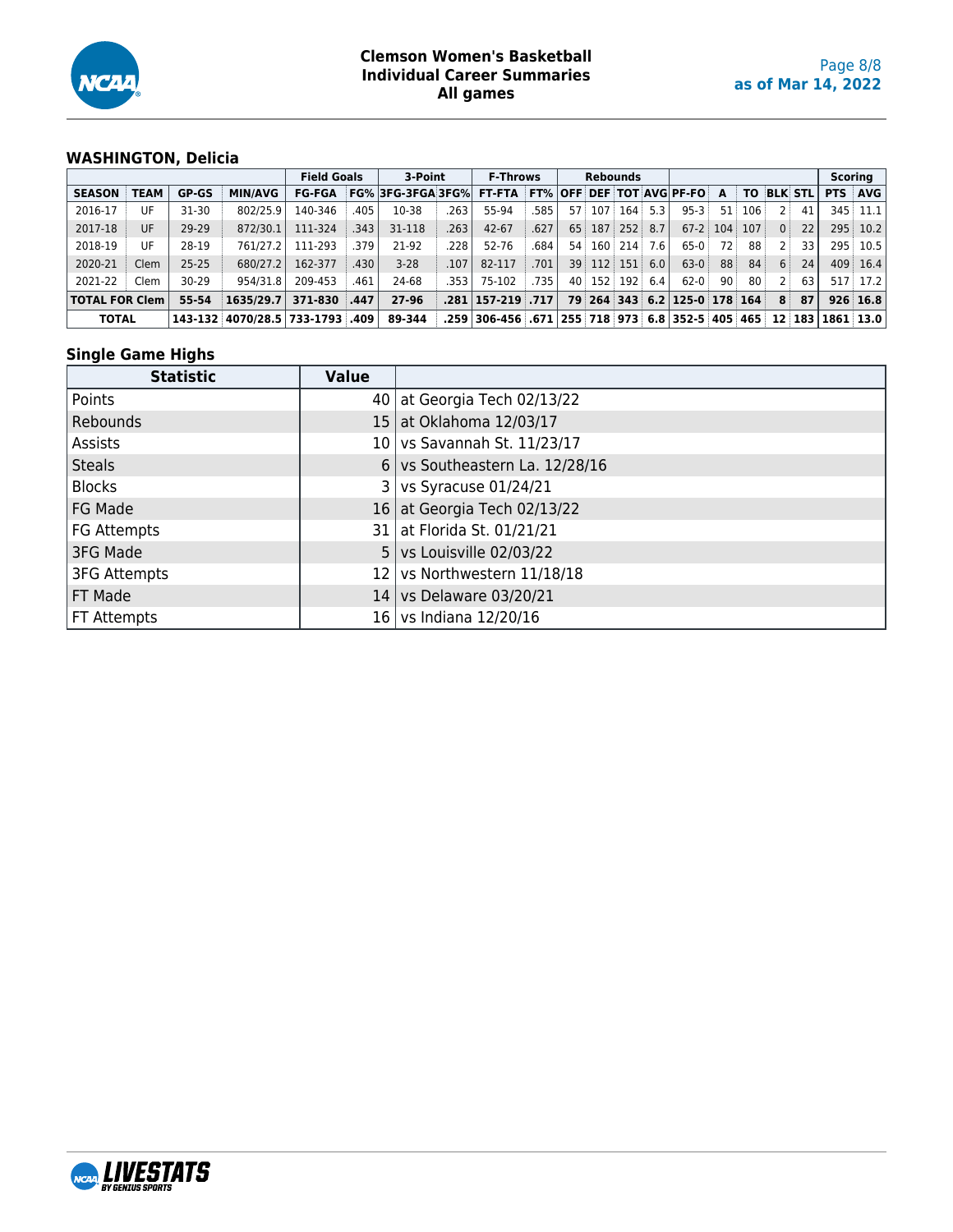## Clemson Women's Basketball
## Individual Career Summaries
## All games

as of Mar 14, 2022

### WASHINGTON, Delicia

| | | | | Field Goals | | 3-Point | | F-Throws | | Rebounds | | | | | | | | | Scoring | |
|---|---|---|---|---|---|---|---|---|---|---|---|---|---|---|---|---|---|---|---|---|
| SEASON | TEAM | GP-GS | MIN/AVG | FG-FGA | FG% | 3FG-3FGA | 3FG% | FT-FTA | FT% | OFF | DEF | TOT | AVG | PF-FO | A | TO | BLK | STL | PTS | AVG |
| 2016-17 | UF | 31-30 | 802/25.9 | 140-346 | .405 | 10-38 | .263 | 55-94 | .585 | 57 | 107 | 164 | 5.3 | 95-3 | 51 | 106 | 2 | 41 | 345 | 11.1 |
| 2017-18 | UF | 29-29 | 872/30.1 | 111-324 | .343 | 31-118 | .263 | 42-67 | .627 | 65 | 187 | 252 | 8.7 | 67-2 | 104 | 107 | 0 | 22 | 295 | 10.2 |
| 2018-19 | UF | 28-19 | 761/27.2 | 111-293 | .379 | 21-92 | .228 | 52-76 | .684 | 54 | 160 | 214 | 7.6 | 65-0 | 72 | 88 | 2 | 33 | 295 | 10.5 |
| 2020-21 | Clem | 25-25 | 680/27.2 | 162-377 | .430 | 3-28 | .107 | 82-117 | .701 | 39 | 112 | 151 | 6.0 | 63-0 | 88 | 84 | 6 | 24 | 409 | 16.4 |
| 2021-22 | Clem | 30-29 | 954/31.8 | 209-453 | .461 | 24-68 | .353 | 75-102 | .735 | 40 | 152 | 192 | 6.4 | 62-0 | 90 | 80 | 2 | 63 | 517 | 17.2 |
| **TOTAL FOR Clem** | | **55-54** | **1635/29.7** | **371-830** | **.447** | **27-96** | **.281** | **157-219** | **.717** | **79** | **264** | **343** | **6.2** | **125-0** | **178** | **164** | **8** | **87** | **926** | **16.8** |
| **TOTAL** | | **143-132** | **4070/28.5** | **733-1793** | **.409** | **89-344** | **.259** | **306-456** | **.671** | **255** | **718** | **973** | **6.8** | **352-5** | **405** | **465** | **12** | **183** | **1861** | **13.0** |

### Single Game Highs

| Statistic | Value | |
|---|---|---|
| Points | 40 | at Georgia Tech 02/13/22 |
| Rebounds | 15 | at Oklahoma 12/03/17 |
| Assists | 10 | vs Savannah St. 11/23/17 |
| Steals | 6 | vs Southeastern La. 12/28/16 |
| Blocks | 3 | vs Syracuse 01/24/21 |
| FG Made | 16 | at Georgia Tech 02/13/22 |
| FG Attempts | 31 | at Florida St. 01/21/21 |
| 3FG Made | 5 | vs Louisville 02/03/22 |
| 3FG Attempts | 12 | vs Northwestern 11/18/18 |
| FT Made | 14 | vs Delaware 03/20/21 |
| FT Attempts | 16 | vs Indiana 12/20/16 |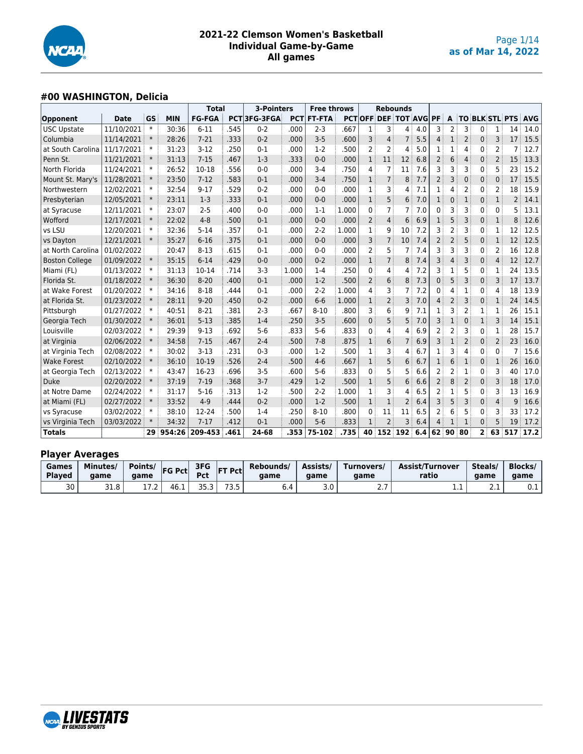# 2021-22 Clemson Women's Basketball
## Individual Game-by-Game
## All games

as of Mar 14, 2022

### #00 WASHINGTON, Delicia

| Opponent | Date | GS | MIN | Total FG-FGA | PCT | 3-Pointers 3FG-3FGA | PCT | Free throws FT-FTA | PCT | Rebounds OFF | DEF | TOT | AVG | PF | A | TO | BLK | STL | PTS | AVG |
|---|---|---|---|---|---|---|---|---|---|---|---|---|---|---|---|---|---|---|---|---|
| USC Upstate | 11/10/2021 | * | 30:36 | 6-11 | .545 | 0-2 | .000 | 2-3 | .667 | 1 | 3 | 4 | 4.0 | 3 | 2 | 3 | 0 | 1 | 14 | 14.0 |
| Columbia | 11/14/2021 | * | 28:26 | 7-21 | .333 | 0-2 | .000 | 3-5 | .600 | 3 | 4 | 7 | 5.5 | 4 | 1 | 2 | 0 | 3 | 17 | 15.5 |
| at South Carolina | 11/17/2021 | * | 31:23 | 3-12 | .250 | 0-1 | .000 | 1-2 | .500 | 2 | 2 | 4 | 5.0 | 1 | 1 | 4 | 0 | 2 | 7 | 12.7 |
| Penn St. | 11/21/2021 | * | 31:13 | 7-15 | .467 | 1-3 | .333 | 0-0 | .000 | 1 | 11 | 12 | 6.8 | 2 | 6 | 4 | 0 | 2 | 15 | 13.3 |
| North Florida | 11/24/2021 | * | 26:52 | 10-18 | .556 | 0-0 | .000 | 3-4 | .750 | 4 | 7 | 11 | 7.6 | 3 | 3 | 3 | 0 | 5 | 23 | 15.2 |
| Mount St. Mary's | 11/28/2021 | * | 23:50 | 7-12 | .583 | 0-1 | .000 | 3-4 | .750 | 1 | 7 | 8 | 7.7 | 2 | 3 | 0 | 0 | 0 | 17 | 15.5 |
| Northwestern | 12/02/2021 | * | 32:54 | 9-17 | .529 | 0-2 | .000 | 0-0 | .000 | 1 | 3 | 4 | 7.1 | 1 | 4 | 2 | 0 | 2 | 18 | 15.9 |
| Presbyterian | 12/05/2021 | * | 23:11 | 1-3 | .333 | 0-1 | .000 | 0-0 | .000 | 1 | 5 | 6 | 7.0 | 1 | 0 | 1 | 0 | 1 | 2 | 14.1 |
| at Syracuse | 12/11/2021 | * | 23:07 | 2-5 | .400 | 0-0 | .000 | 1-1 | 1.000 | 0 | 7 | 7 | 7.0 | 0 | 3 | 3 | 0 | 0 | 5 | 13.1 |
| Wofford | 12/17/2021 | * | 22:02 | 4-8 | .500 | 0-1 | .000 | 0-0 | .000 | 2 | 4 | 6 | 6.9 | 1 | 5 | 3 | 0 | 1 | 8 | 12.6 |
| vs LSU | 12/20/2021 | * | 32:36 | 5-14 | .357 | 0-1 | .000 | 2-2 | 1.000 | 1 | 9 | 10 | 7.2 | 3 | 2 | 3 | 0 | 1 | 12 | 12.5 |
| vs Dayton | 12/21/2021 | * | 35:27 | 6-16 | .375 | 0-1 | .000 | 0-0 | .000 | 3 | 7 | 10 | 7.4 | 2 | 2 | 5 | 0 | 1 | 12 | 12.5 |
| at North Carolina | 01/02/2022 | | 20:47 | 8-13 | .615 | 0-1 | .000 | 0-0 | .000 | 2 | 5 | 7 | 7.4 | 3 | 3 | 3 | 0 | 2 | 16 | 12.8 |
| Boston College | 01/09/2022 | * | 35:15 | 6-14 | .429 | 0-0 | .000 | 0-2 | .000 | 1 | 7 | 8 | 7.4 | 3 | 4 | 3 | 0 | 4 | 12 | 12.7 |
| Miami (FL) | 01/13/2022 | * | 31:13 | 10-14 | .714 | 3-3 | 1.000 | 1-4 | .250 | 0 | 4 | 4 | 7.2 | 3 | 1 | 5 | 0 | 1 | 24 | 13.5 |
| Florida St. | 01/18/2022 | * | 36:30 | 8-20 | .400 | 0-1 | .000 | 1-2 | .500 | 2 | 6 | 8 | 7.3 | 0 | 5 | 3 | 0 | 3 | 17 | 13.7 |
| at Wake Forest | 01/20/2022 | * | 34:16 | 8-18 | .444 | 0-1 | .000 | 2-2 | 1.000 | 4 | 3 | 7 | 7.2 | 0 | 4 | 1 | 0 | 4 | 18 | 13.9 |
| at Florida St. | 01/23/2022 | * | 28:11 | 9-20 | .450 | 0-2 | .000 | 6-6 | 1.000 | 1 | 2 | 3 | 7.0 | 4 | 2 | 3 | 0 | 1 | 24 | 14.5 |
| Pittsburgh | 01/27/2022 | * | 40:51 | 8-21 | .381 | 2-3 | .667 | 8-10 | .800 | 3 | 6 | 9 | 7.1 | 1 | 3 | 2 | 1 | 1 | 26 | 15.1 |
| Georgia Tech | 01/30/2022 | * | 36:01 | 5-13 | .385 | 1-4 | .250 | 3-5 | .600 | 0 | 5 | 5 | 7.0 | 3 | 1 | 0 | 1 | 3 | 14 | 15.1 |
| Louisville | 02/03/2022 | * | 29:39 | 9-13 | .692 | 5-6 | .833 | 5-6 | .833 | 0 | 4 | 4 | 6.9 | 2 | 2 | 3 | 0 | 1 | 28 | 15.7 |
| at Virginia | 02/06/2022 | * | 34:58 | 7-15 | .467 | 2-4 | .500 | 7-8 | .875 | 1 | 6 | 7 | 6.9 | 3 | 1 | 2 | 0 | 2 | 23 | 16.0 |
| at Virginia Tech | 02/08/2022 | * | 30:02 | 3-13 | .231 | 0-3 | .000 | 1-2 | .500 | 1 | 3 | 4 | 6.7 | 1 | 3 | 4 | 0 | 0 | 7 | 15.6 |
| Wake Forest | 02/10/2022 | * | 36:10 | 10-19 | .526 | 2-4 | .500 | 4-6 | .667 | 1 | 5 | 6 | 6.7 | 1 | 6 | 1 | 0 | 1 | 26 | 16.0 |
| at Georgia Tech | 02/13/2022 | * | 43:47 | 16-23 | .696 | 3-5 | .600 | 5-6 | .833 | 0 | 5 | 5 | 6.6 | 2 | 2 | 1 | 0 | 3 | 40 | 17.0 |
| Duke | 02/20/2022 | * | 37:19 | 7-19 | .368 | 3-7 | .429 | 1-2 | .500 | 1 | 5 | 6 | 6.6 | 2 | 8 | 2 | 0 | 3 | 18 | 17.0 |
| at Notre Dame | 02/24/2022 | * | 31:17 | 5-16 | .313 | 1-2 | .500 | 2-2 | 1.000 | 1 | 3 | 4 | 6.5 | 2 | 1 | 5 | 0 | 3 | 13 | 16.9 |
| at Miami (FL) | 02/27/2022 | * | 33:52 | 4-9 | .444 | 0-2 | .000 | 1-2 | .500 | 1 | 1 | 2 | 6.4 | 3 | 5 | 3 | 0 | 4 | 9 | 16.6 |
| vs Syracuse | 03/02/2022 | * | 38:10 | 12-24 | .500 | 1-4 | .250 | 8-10 | .800 | 0 | 11 | 11 | 6.5 | 2 | 6 | 5 | 0 | 3 | 33 | 17.2 |
| vs Virginia Tech | 03/03/2022 | * | 34:32 | 7-17 | .412 | 0-1 | .000 | 5-6 | .833 | 1 | 2 | 3 | 6.4 | 4 | 1 | 1 | 0 | 5 | 19 | 17.2 |
| **Totals** | | **29** | **954:26** | **209-453** | **.461** | **24-68** | **.353** | **75-102** | **.735** | **40** | **152** | **192** | **6.4** | **62** | **90** | **80** | **2** | **63** | **517** | **17.2** |

### Player Averages

| Games Played | Minutes/ game | Points/ game | FG Pct | 3FG Pct | FT Pct | Rebounds/ game | Assists/ game | Turnovers/ game | Assist/Turnover ratio | Steals/ game | Blocks/ game |
|---|---|---|---|---|---|---|---|---|---|---|---|
| 30 | 31.8 | 17.2 | 46.1 | 35.3 | 73.5 | 6.4 | 3.0 | 2.7 | 1.1 | 2.1 | 0.1 |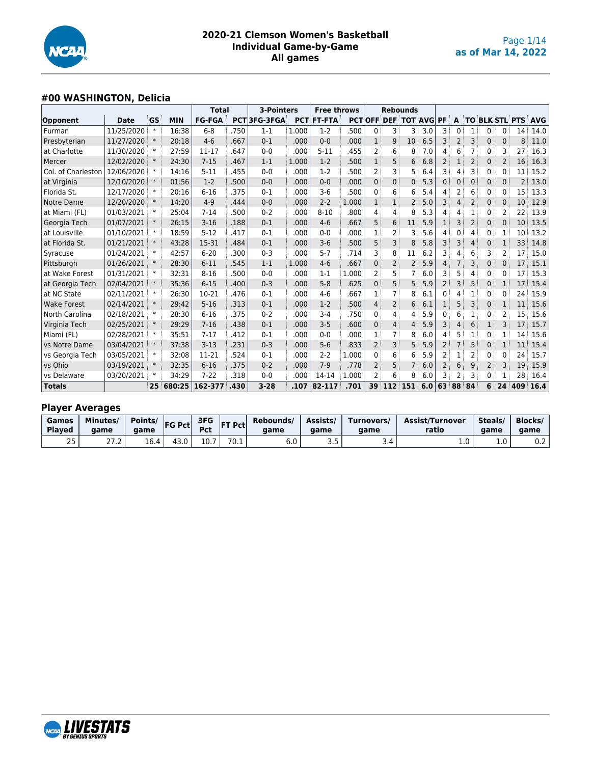# 2020-21 Clemson Women's Basketball
## Individual Game-by-Game
## All games

### #00 WASHINGTON, Delicia

| | | | | Total | | 3-Pointers | | Free throws | | Rebounds | | | | | | | | | | |
|---|---|---|---|---|---|---|---|---|---|---|---|---|---|---|---|---|---|---|---|---|
| Opponent | Date | GS | MIN | FG-FGA | PCT | 3FG-3FGA | PCT | FT-FTA | PCT | OFF | DEF | TOT | AVG | PF | A | TO | BLK | STL | PTS | AVG |
| Furman | 11/25/2020 | * | 16:38 | 6-8 | .750 | 1-1 | 1.000 | 1-2 | .500 | 0 | 3 | 3 | 3.0 | 3 | 0 | 1 | 0 | 0 | 14 | 14.0 |
| Presbyterian | 11/27/2020 | * | 20:18 | 4-6 | .667 | 0-1 | .000 | 0-0 | .000 | 1 | 9 | 10 | 6.5 | 3 | 2 | 3 | 0 | 0 | 8 | 11.0 |
| at Charlotte | 11/30/2020 | * | 27:59 | 11-17 | .647 | 0-0 | .000 | 5-11 | .455 | 2 | 6 | 8 | 7.0 | 4 | 6 | 7 | 0 | 3 | 27 | 16.3 |
| Mercer | 12/02/2020 | * | 24:30 | 7-15 | .467 | 1-1 | 1.000 | 1-2 | .500 | 1 | 5 | 6 | 6.8 | 2 | 1 | 2 | 0 | 2 | 16 | 16.3 |
| Col. of Charleston | 12/06/2020 | * | 14:16 | 5-11 | .455 | 0-0 | .000 | 1-2 | .500 | 2 | 3 | 5 | 6.4 | 3 | 4 | 3 | 0 | 0 | 11 | 15.2 |
| at Virginia | 12/10/2020 | * | 01:56 | 1-2 | .500 | 0-0 | .000 | 0-0 | .000 | 0 | 0 | 0 | 5.3 | 0 | 0 | 0 | 0 | 0 | 2 | 13.0 |
| Florida St. | 12/17/2020 | * | 20:16 | 6-16 | .375 | 0-1 | .000 | 3-6 | .500 | 0 | 6 | 6 | 5.4 | 4 | 2 | 6 | 0 | 0 | 15 | 13.3 |
| Notre Dame | 12/20/2020 | * | 14:20 | 4-9 | .444 | 0-0 | .000 | 2-2 | 1.000 | 1 | 1 | 2 | 5.0 | 3 | 4 | 2 | 0 | 0 | 10 | 12.9 |
| at Miami (FL) | 01/03/2021 | * | 25:04 | 7-14 | .500 | 0-2 | .000 | 8-10 | .800 | 4 | 4 | 8 | 5.3 | 4 | 4 | 1 | 0 | 2 | 22 | 13.9 |
| Georgia Tech | 01/07/2021 | * | 26:15 | 3-16 | .188 | 0-1 | .000 | 4-6 | .667 | 5 | 6 | 11 | 5.9 | 1 | 3 | 2 | 0 | 0 | 10 | 13.5 |
| at Louisville | 01/10/2021 | * | 18:59 | 5-12 | .417 | 0-1 | .000 | 0-0 | .000 | 1 | 2 | 3 | 5.6 | 4 | 0 | 4 | 0 | 1 | 10 | 13.2 |
| at Florida St. | 01/21/2021 | * | 43:28 | 15-31 | .484 | 0-1 | .000 | 3-6 | .500 | 5 | 3 | 8 | 5.8 | 3 | 3 | 4 | 0 | 1 | 33 | 14.8 |
| Syracuse | 01/24/2021 | * | 42:57 | 6-20 | .300 | 0-3 | .000 | 5-7 | .714 | 3 | 8 | 11 | 6.2 | 3 | 4 | 6 | 3 | 2 | 17 | 15.0 |
| Pittsburgh | 01/26/2021 | * | 28:30 | 6-11 | .545 | 1-1 | 1.000 | 4-6 | .667 | 0 | 2 | 2 | 5.9 | 4 | 7 | 3 | 0 | 0 | 17 | 15.1 |
| at Wake Forest | 01/31/2021 | * | 32:31 | 8-16 | .500 | 0-0 | .000 | 1-1 | 1.000 | 2 | 5 | 7 | 6.0 | 3 | 5 | 4 | 0 | 0 | 17 | 15.3 |
| at Georgia Tech | 02/04/2021 | * | 35:36 | 6-15 | .400 | 0-3 | .000 | 5-8 | .625 | 0 | 5 | 5 | 5.9 | 2 | 3 | 5 | 0 | 1 | 17 | 15.4 |
| at NC State | 02/11/2021 | * | 26:30 | 10-21 | .476 | 0-1 | .000 | 4-6 | .667 | 1 | 7 | 8 | 6.1 | 0 | 4 | 1 | 0 | 0 | 24 | 15.9 |
| Wake Forest | 02/14/2021 | * | 29:42 | 5-16 | .313 | 0-1 | .000 | 1-2 | .500 | 4 | 2 | 6 | 6.1 | 1 | 5 | 3 | 0 | 1 | 11 | 15.6 |
| North Carolina | 02/18/2021 | * | 28:30 | 6-16 | .375 | 0-2 | .000 | 3-4 | .750 | 0 | 4 | 4 | 5.9 | 0 | 6 | 1 | 0 | 2 | 15 | 15.6 |
| Virginia Tech | 02/25/2021 | * | 29:29 | 7-16 | .438 | 0-1 | .000 | 3-5 | .600 | 0 | 4 | 4 | 5.9 | 3 | 4 | 6 | 1 | 3 | 17 | 15.7 |
| Miami (FL) | 02/28/2021 | * | 35:51 | 7-17 | .412 | 0-1 | .000 | 0-0 | .000 | 1 | 7 | 8 | 6.0 | 4 | 5 | 1 | 0 | 1 | 14 | 15.6 |
| vs Notre Dame | 03/04/2021 | * | 37:38 | 3-13 | .231 | 0-3 | .000 | 5-6 | .833 | 2 | 3 | 5 | 5.9 | 2 | 7 | 5 | 0 | 1 | 11 | 15.4 |
| vs Georgia Tech | 03/05/2021 | * | 32:08 | 11-21 | .524 | 0-1 | .000 | 2-2 | 1.000 | 0 | 6 | 6 | 5.9 | 2 | 1 | 2 | 0 | 0 | 24 | 15.7 |
| vs Ohio | 03/19/2021 | * | 32:35 | 6-16 | .375 | 0-2 | .000 | 7-9 | .778 | 2 | 5 | 7 | 6.0 | 2 | 6 | 9 | 2 | 3 | 19 | 15.9 |
| vs Delaware | 03/20/2021 | * | 34:29 | 7-22 | .318 | 0-0 | .000 | 14-14 | 1.000 | 2 | 6 | 8 | 6.0 | 3 | 2 | 3 | 0 | 1 | 28 | 16.4 |
| **Totals** | | **25** | **680:25** | **162-377** | **.430** | **3-28** | **.107** | **82-117** | **.701** | **39** | **112** | **151** | **6.0** | **63** | **88** | **84** | **6** | **24** | **409** | **16.4** |

### Player Averages

| Games Played | Minutes/ game | Points/ game | FG Pct | 3FG Pct | FT Pct | Rebounds/ game | Assists/ game | Turnovers/ game | Assist/Turnover ratio | Steals/ game | Blocks/ game |
|---|---|---|---|---|---|---|---|---|---|---|---|
| 25 | 27.2 | 16.4 | 43.0 | 10.7 | 70.1 | 6.0 | 3.5 | 3.4 | 1.0 | 1.0 | 0.2 |